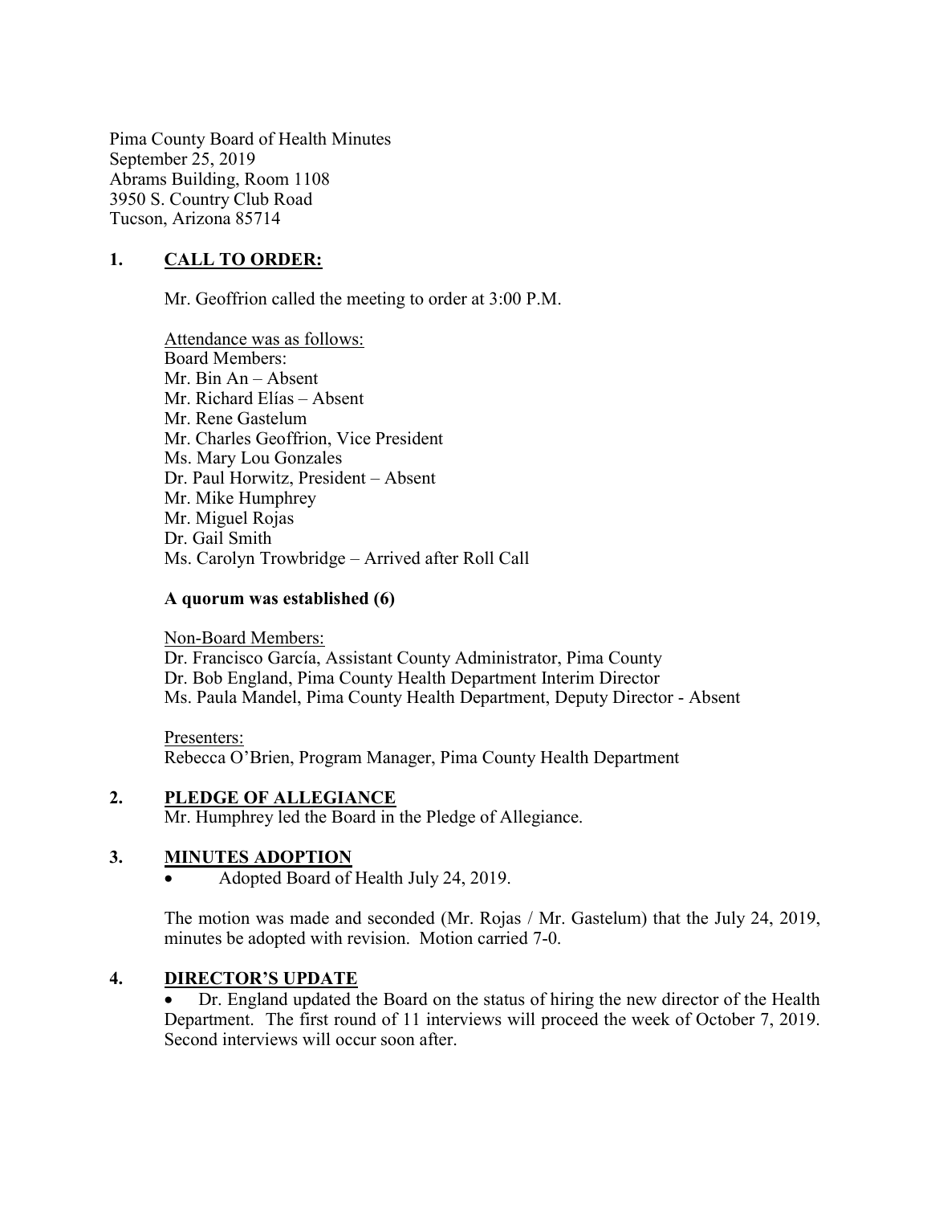Pima County Board of Health Minutes
September 25, 2019
Abrams Building, Room 1108
3950 S. Country Club Road
Tucson, Arizona 85714

## 1. CALL TO ORDER:

Mr. Geoffrion called the meeting to order at 3:00 P.M.

Attendance was as follows:
Board Members:
Mr. Bin An – Absent
Mr. Richard Elías – Absent
Mr. Rene Gastelum
Mr. Charles Geoffrion, Vice President
Ms. Mary Lou Gonzales
Dr. Paul Horwitz, President – Absent
Mr. Mike Humphrey
Mr. Miguel Rojas
Dr. Gail Smith
Ms. Carolyn Trowbridge – Arrived after Roll Call

**A quorum was established (6)**

Non-Board Members:
Dr. Francisco García, Assistant County Administrator, Pima County
Dr. Bob England, Pima County Health Department Interim Director
Ms. Paula Mandel, Pima County Health Department, Deputy Director - Absent

Presenters:
Rebecca O'Brien, Program Manager, Pima County Health Department

## 2. PLEDGE OF ALLEGIANCE

Mr. Humphrey led the Board in the Pledge of Allegiance.

## 3. MINUTES ADOPTION

- Adopted Board of Health July 24, 2019.

The motion was made and seconded (Mr. Rojas / Mr. Gastelum) that the July 24, 2019, minutes be adopted with revision. Motion carried 7-0.

## 4. DIRECTOR'S UPDATE

- Dr. England updated the Board on the status of hiring the new director of the Health Department. The first round of 11 interviews will proceed the week of October 7, 2019. Second interviews will occur soon after.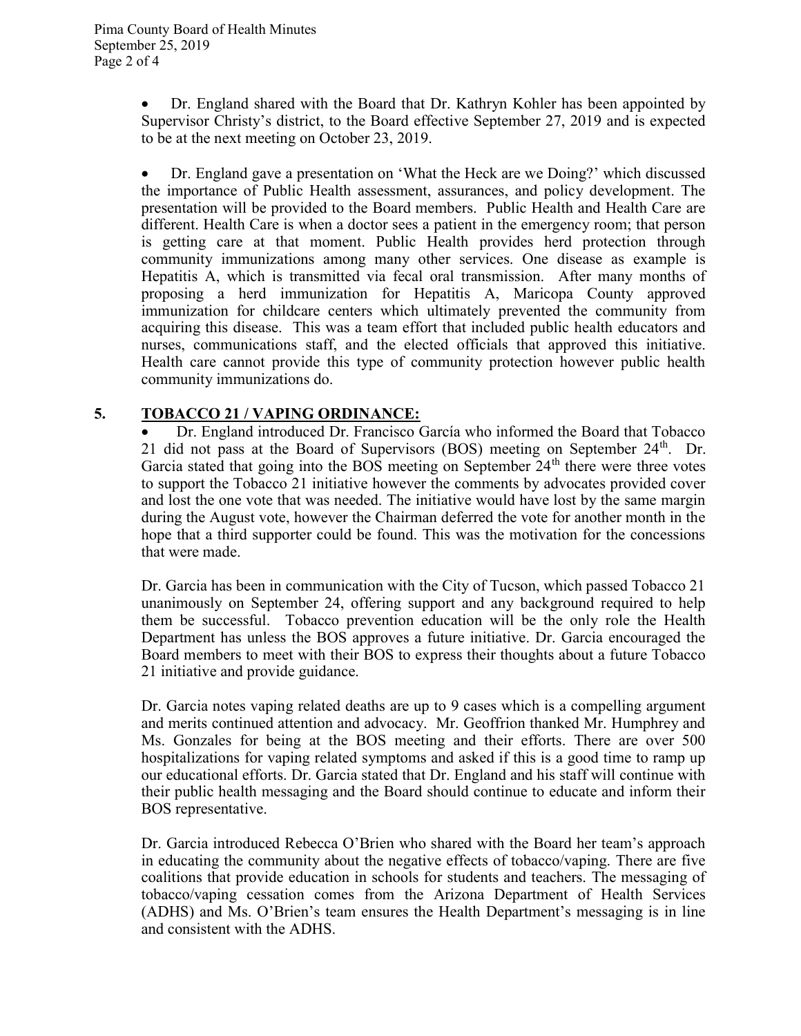- Dr. England shared with the Board that Dr. Kathryn Kohler has been appointed by Supervisor Christy's district, to the Board effective September 27, 2019 and is expected to be at the next meeting on October 23, 2019.

- Dr. England gave a presentation on 'What the Heck are we Doing?' which discussed the importance of Public Health assessment, assurances, and policy development. The presentation will be provided to the Board members. Public Health and Health Care are different. Health Care is when a doctor sees a patient in the emergency room; that person is getting care at that moment. Public Health provides herd protection through community immunizations among many other services. One disease as example is Hepatitis A, which is transmitted via fecal oral transmission. After many months of proposing a herd immunization for Hepatitis A, Maricopa County approved immunization for childcare centers which ultimately prevented the community from acquiring this disease. This was a team effort that included public health educators and nurses, communications staff, and the elected officials that approved this initiative. Health care cannot provide this type of community protection however public health community immunizations do.

## 5. TOBACCO 21 / VAPING ORDINANCE:

- Dr. England introduced Dr. Francisco García who informed the Board that Tobacco 21 did not pass at the Board of Supervisors (BOS) meeting on September 24th. Dr. Garcia stated that going into the BOS meeting on September 24th there were three votes to support the Tobacco 21 initiative however the comments by advocates provided cover and lost the one vote that was needed. The initiative would have lost by the same margin during the August vote, however the Chairman deferred the vote for another month in the hope that a third supporter could be found. This was the motivation for the concessions that were made.

Dr. Garcia has been in communication with the City of Tucson, which passed Tobacco 21 unanimously on September 24, offering support and any background required to help them be successful. Tobacco prevention education will be the only role the Health Department has unless the BOS approves a future initiative. Dr. Garcia encouraged the Board members to meet with their BOS to express their thoughts about a future Tobacco 21 initiative and provide guidance.

Dr. Garcia notes vaping related deaths are up to 9 cases which is a compelling argument and merits continued attention and advocacy. Mr. Geoffrion thanked Mr. Humphrey and Ms. Gonzales for being at the BOS meeting and their efforts. There are over 500 hospitalizations for vaping related symptoms and asked if this is a good time to ramp up our educational efforts. Dr. Garcia stated that Dr. England and his staff will continue with their public health messaging and the Board should continue to educate and inform their BOS representative.

Dr. Garcia introduced Rebecca O'Brien who shared with the Board her team's approach in educating the community about the negative effects of tobacco/vaping. There are five coalitions that provide education in schools for students and teachers. The messaging of tobacco/vaping cessation comes from the Arizona Department of Health Services (ADHS) and Ms. O'Brien's team ensures the Health Department's messaging is in line and consistent with the ADHS.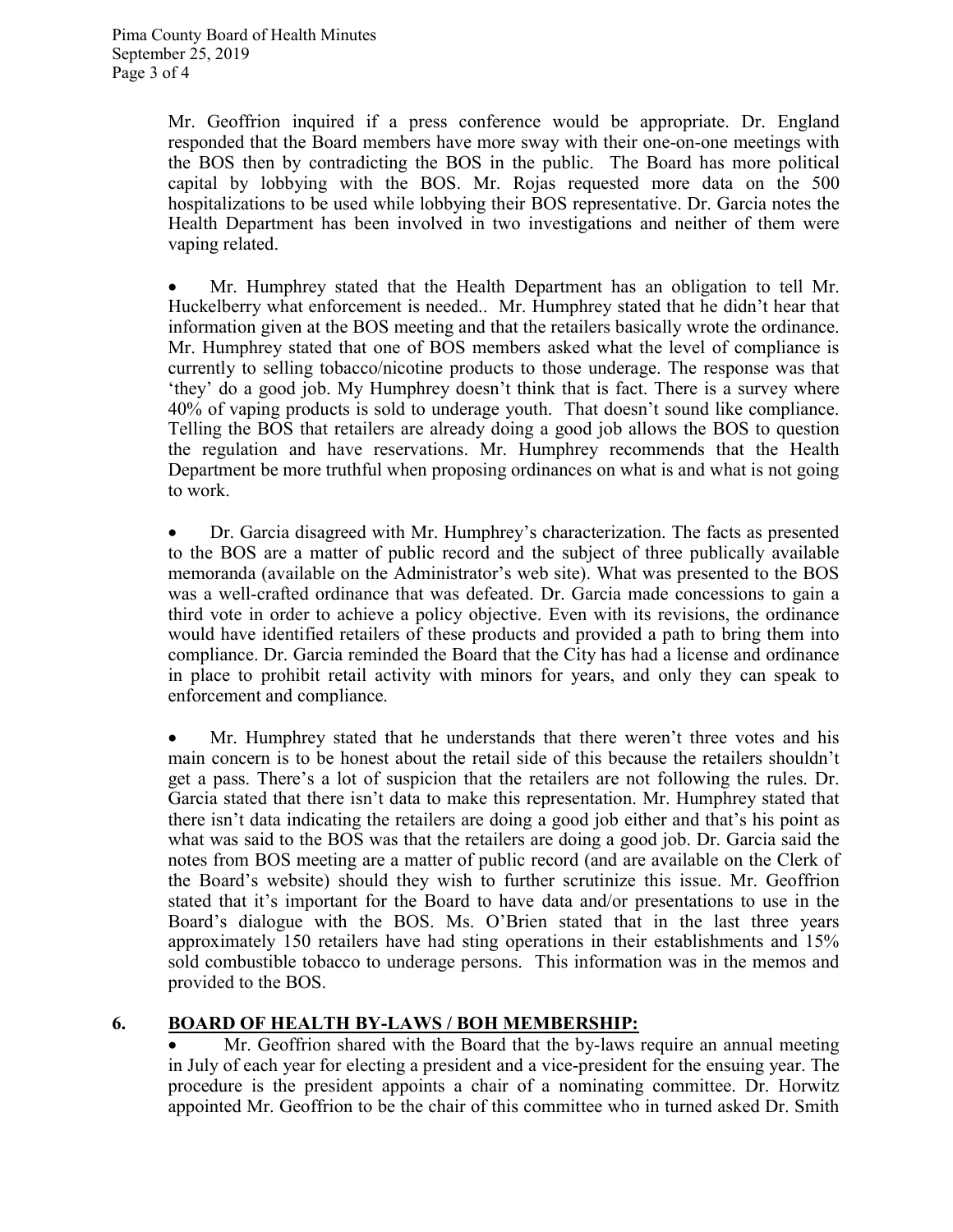Mr. Geoffrion inquired if a press conference would be appropriate. Dr. England responded that the Board members have more sway with their one-on-one meetings with the BOS then by contradicting the BOS in the public. The Board has more political capital by lobbying with the BOS. Mr. Rojas requested more data on the 500 hospitalizations to be used while lobbying their BOS representative. Dr. Garcia notes the Health Department has been involved in two investigations and neither of them were vaping related.

- Mr. Humphrey stated that the Health Department has an obligation to tell Mr. Huckelberry what enforcement is needed.. Mr. Humphrey stated that he didn't hear that information given at the BOS meeting and that the retailers basically wrote the ordinance. Mr. Humphrey stated that one of BOS members asked what the level of compliance is currently to selling tobacco/nicotine products to those underage. The response was that 'they' do a good job. My Humphrey doesn't think that is fact. There is a survey where 40% of vaping products is sold to underage youth. That doesn't sound like compliance. Telling the BOS that retailers are already doing a good job allows the BOS to question the regulation and have reservations. Mr. Humphrey recommends that the Health Department be more truthful when proposing ordinances on what is and what is not going to work.

- Dr. Garcia disagreed with Mr. Humphrey's characterization. The facts as presented to the BOS are a matter of public record and the subject of three publically available memoranda (available on the Administrator's web site). What was presented to the BOS was a well-crafted ordinance that was defeated. Dr. Garcia made concessions to gain a third vote in order to achieve a policy objective. Even with its revisions, the ordinance would have identified retailers of these products and provided a path to bring them into compliance. Dr. Garcia reminded the Board that the City has had a license and ordinance in place to prohibit retail activity with minors for years, and only they can speak to enforcement and compliance.

- Mr. Humphrey stated that he understands that there weren't three votes and his main concern is to be honest about the retail side of this because the retailers shouldn't get a pass. There's a lot of suspicion that the retailers are not following the rules. Dr. Garcia stated that there isn't data to make this representation. Mr. Humphrey stated that there isn't data indicating the retailers are doing a good job either and that's his point as what was said to the BOS was that the retailers are doing a good job. Dr. Garcia said the notes from BOS meeting are a matter of public record (and are available on the Clerk of the Board's website) should they wish to further scrutinize this issue. Mr. Geoffrion stated that it's important for the Board to have data and/or presentations to use in the Board's dialogue with the BOS. Ms. O'Brien stated that in the last three years approximately 150 retailers have had sting operations in their establishments and 15% sold combustible tobacco to underage persons. This information was in the memos and provided to the BOS.

## 6. BOARD OF HEALTH BY-LAWS / BOH MEMBERSHIP:

- Mr. Geoffrion shared with the Board that the by-laws require an annual meeting in July of each year for electing a president and a vice-president for the ensuing year. The procedure is the president appoints a chair of a nominating committee. Dr. Horwitz appointed Mr. Geoffrion to be the chair of this committee who in turned asked Dr. Smith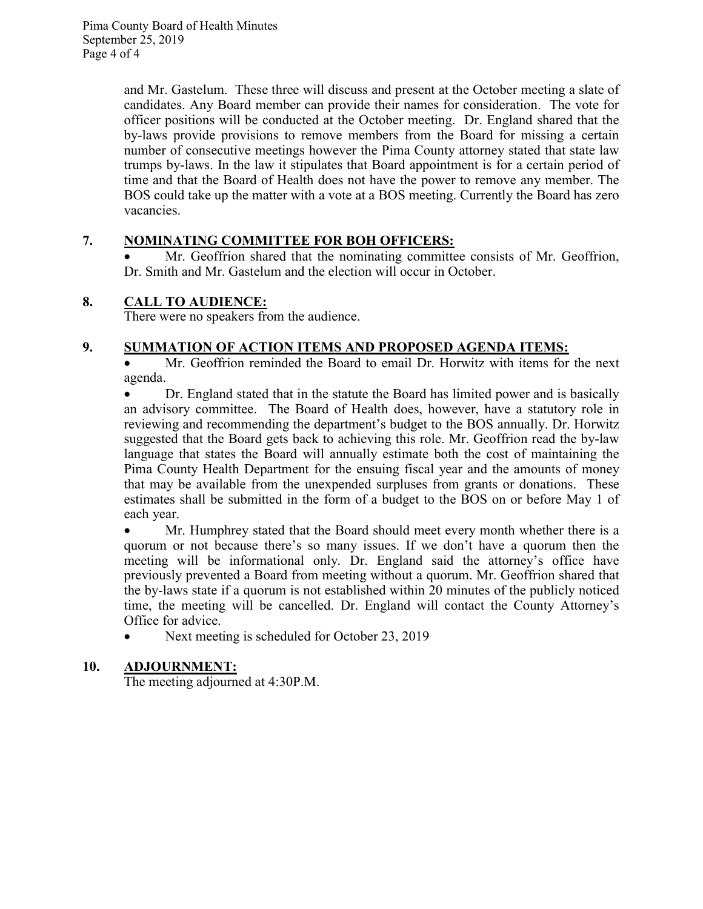and Mr. Gastelum. These three will discuss and present at the October meeting a slate of candidates. Any Board member can provide their names for consideration. The vote for officer positions will be conducted at the October meeting. Dr. England shared that the by-laws provide provisions to remove members from the Board for missing a certain number of consecutive meetings however the Pima County attorney stated that state law trumps by-laws. In the law it stipulates that Board appointment is for a certain period of time and that the Board of Health does not have the power to remove any member. The BOS could take up the matter with a vote at a BOS meeting. Currently the Board has zero vacancies.

## 7. NOMINATING COMMITTEE FOR BOH OFFICERS:

- Mr. Geoffrion shared that the nominating committee consists of Mr. Geoffrion, Dr. Smith and Mr. Gastelum and the election will occur in October.

## 8. CALL TO AUDIENCE:

There were no speakers from the audience.

## 9. SUMMATION OF ACTION ITEMS AND PROPOSED AGENDA ITEMS:

- Mr. Geoffrion reminded the Board to email Dr. Horwitz with items for the next agenda.
- Dr. England stated that in the statute the Board has limited power and is basically an advisory committee. The Board of Health does, however, have a statutory role in reviewing and recommending the department's budget to the BOS annually. Dr. Horwitz suggested that the Board gets back to achieving this role. Mr. Geoffrion read the by-law language that states the Board will annually estimate both the cost of maintaining the Pima County Health Department for the ensuing fiscal year and the amounts of money that may be available from the unexpended surpluses from grants or donations. These estimates shall be submitted in the form of a budget to the BOS on or before May 1 of each year.
- Mr. Humphrey stated that the Board should meet every month whether there is a quorum or not because there's so many issues. If we don't have a quorum then the meeting will be informational only. Dr. England said the attorney's office have previously prevented a Board from meeting without a quorum. Mr. Geoffrion shared that the by-laws state if a quorum is not established within 20 minutes of the publicly noticed time, the meeting will be cancelled. Dr. England will contact the County Attorney's Office for advice.
- Next meeting is scheduled for October 23, 2019

## 10. ADJOURNMENT:

The meeting adjourned at 4:30P.M.